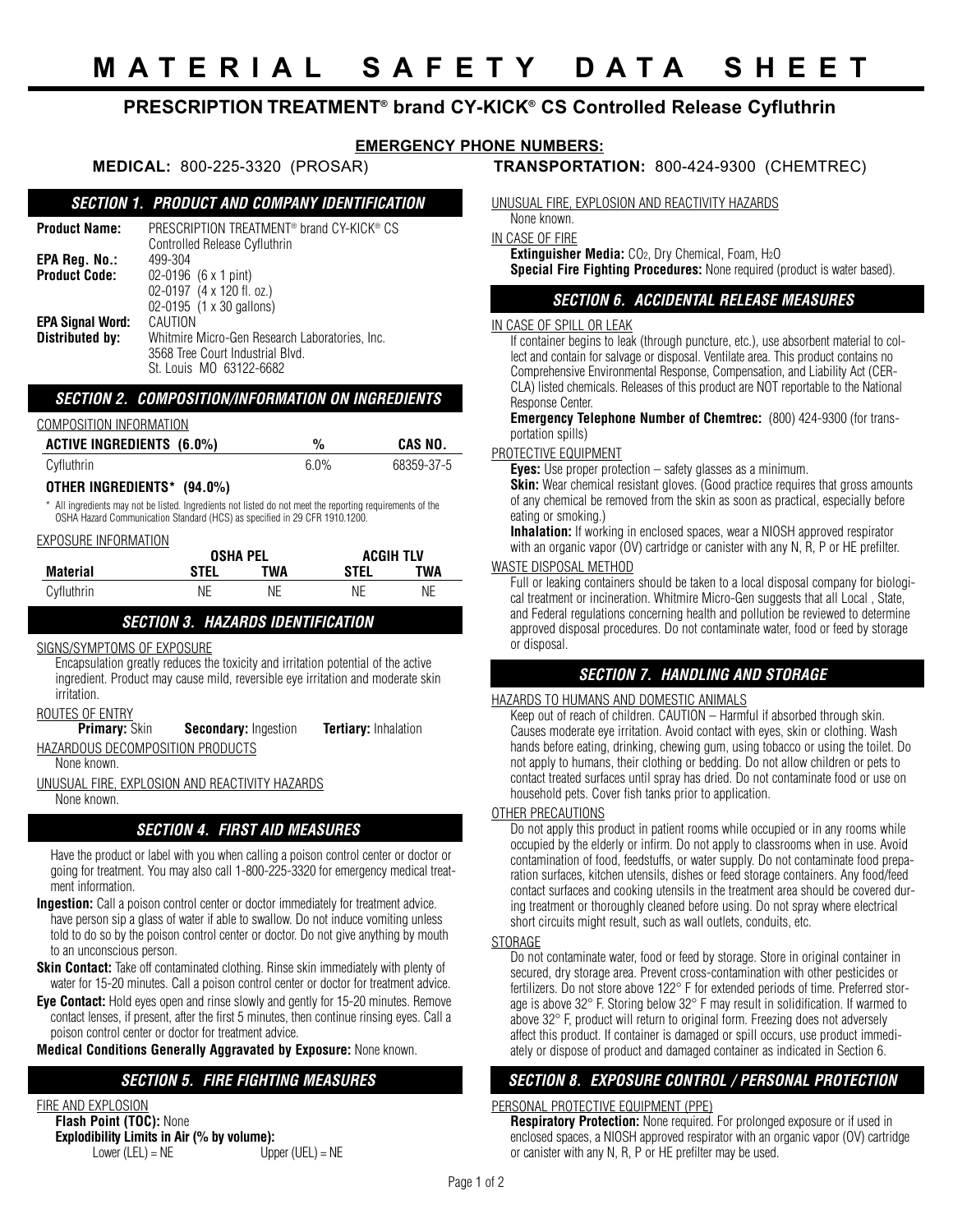# MATERIAL SAFETY DATA SHEET

## PRESCRIPTION TREATMENT® brand CY-KICK® CS Controlled Release Cyfluthrin

**EMERGENCY PHONE NUMBERS:**

**MEDICAL:** 800-225-3320 (PROSAR) **TRANSPORTATION:** 800-424-9300 (CHEMTREC)

### SECTION 1. PRODUCT AND COMPANY IDENTIFICATION

**Product Name:** PRESCRIPTION TREATMENT® brand CY-KICK® CS Controlled Release Cyfluthrin
**EPA Reg. No.:** 499-304
**Product Code:** 02-0196 (6 x 1 pint)
02-0197 (4 x 120 fl. oz.)
02-0195 (1 x 30 gallons)
**EPA Signal Word:** CAUTION
**Distributed by:** Whitmire Micro-Gen Research Laboratories, Inc.
3568 Tree Court Industrial Blvd.
St. Louis MO 63122-6682

### SECTION 2. COMPOSITION/INFORMATION ON INGREDIENTS

COMPOSITION INFORMATION

| ACTIVE INGREDIENTS (6.0%) | % | CAS NO. |
|---|---|---|
| Cyfluthrin | 6.0% | 68359-37-5 |

**OTHER INGREDIENTS* (94.0%)**

* All ingredients may not be listed. Ingredients not listed do not meet the reporting requirements of the OSHA Hazard Communication Standard (HCS) as specified in 29 CFR 1910.1200.

EXPOSURE INFORMATION

| | OSHA PEL | | ACGIH TLV | |
|---|---|---|---|---|
| **Material** | **STEL** | **TWA** | **STEL** | **TWA** |
| Cyfluthrin | NE | NE | NE | NE |

### SECTION 3. HAZARDS IDENTIFICATION

SIGNS/SYMPTOMS OF EXPOSURE

Encapsulation greatly reduces the toxicity and irritation potential of the active ingredient. Product may cause mild, reversible eye irritation and moderate skin irritation.

ROUTES OF ENTRY

**Primary:** Skin **Secondary:** Ingestion **Tertiary:** Inhalation

HAZARDOUS DECOMPOSITION PRODUCTS

None known.

UNUSUAL FIRE, EXPLOSION AND REACTIVITY HAZARDS

None known.

### SECTION 4. FIRST AID MEASURES

Have the product or label with you when calling a poison control center or doctor or going for treatment. You may also call 1-800-225-3320 for emergency medical treatment information.

**Ingestion:** Call a poison control center or doctor immediately for treatment advice. have person sip a glass of water if able to swallow. Do not induce vomiting unless told to do so by the poison control center or doctor. Do not give anything by mouth to an unconscious person.

**Skin Contact:** Take off contaminated clothing. Rinse skin immediately with plenty of water for 15-20 minutes. Call a poison control center or doctor for treatment advice.

**Eye Contact:** Hold eyes open and rinse slowly and gently for 15-20 minutes. Remove contact lenses, if present, after the first 5 minutes, then continue rinsing eyes. Call a poison control center or doctor for treatment advice.

**Medical Conditions Generally Aggravated by Exposure:** None known.

### SECTION 5. FIRE FIGHTING MEASURES

FIRE AND EXPLOSION

**Flash Point (TOC):** None
**Explodibility Limits in Air (% by volume):**
Lower (LEL) = NE Upper (UEL) = NE

UNUSUAL FIRE, EXPLOSION AND REACTIVITY HAZARDS

None known.

IN CASE OF FIRE

**Extinguisher Media:** $CO_2$, Dry Chemical, Foam, $H_2O$
**Special Fire Fighting Procedures:** None required (product is water based).

### SECTION 6. ACCIDENTAL RELEASE MEASURES

IN CASE OF SPILL OR LEAK

If container begins to leak (through puncture, etc.), use absorbent material to collect and contain for salvage or disposal. Ventilate area. This product contains no Comprehensive Environmental Response, Compensation, and Liability Act (CERCLA) listed chemicals. Releases of this product are NOT reportable to the National Response Center.

**Emergency Telephone Number of Chemtrec:** (800) 424-9300 (for transportation spills)

PROTECTIVE EQUIPMENT

**Eyes:** Use proper protection – safety glasses as a minimum.

**Skin:** Wear chemical resistant gloves. (Good practice requires that gross amounts of any chemical be removed from the skin as soon as practical, especially before eating or smoking.)

**Inhalation:** If working in enclosed spaces, wear a NIOSH approved respirator with an organic vapor (OV) cartridge or canister with any N, R, P or HE prefilter.

WASTE DISPOSAL METHOD

Full or leaking containers should be taken to a local disposal company for biological treatment or incineration. Whitmire Micro-Gen suggests that all Local , State, and Federal regulations concerning health and pollution be reviewed to determine approved disposal procedures. Do not contaminate water, food or feed by storage or disposal.

### SECTION 7. HANDLING AND STORAGE

HAZARDS TO HUMANS AND DOMESTIC ANIMALS

Keep out of reach of children. CAUTION – Harmful if absorbed through skin. Causes moderate eye irritation. Avoid contact with eyes, skin or clothing. Wash hands before eating, drinking, chewing gum, using tobacco or using the toilet. Do not apply to humans, their clothing or bedding. Do not allow children or pets to contact treated surfaces until spray has dried. Do not contaminate food or use on household pets. Cover fish tanks prior to application.

OTHER PRECAUTIONS

Do not apply this product in patient rooms while occupied or in any rooms while occupied by the elderly or infirm. Do not apply to classrooms when in use. Avoid contamination of food, feedstuffs, or water supply. Do not contaminate food preparation surfaces, kitchen utensils, dishes or feed storage containers. Any food/feed contact surfaces and cooking utensils in the treatment area should be covered during treatment or thoroughly cleaned before using. Do not spray where electrical short circuits might result, such as wall outlets, conduits, etc.

STORAGE

Do not contaminate water, food or feed by storage. Store in original container in secured, dry storage area. Prevent cross-contamination with other pesticides or fertilizers. Do not store above 122° F for extended periods of time. Preferred storage is above 32° F. Storing below 32° F may result in solidification. If warmed to above 32° F, product will return to original form. Freezing does not adversely affect this product. If container is damaged or spill occurs, use product immediately or dispose of product and damaged container as indicated in Section 6.

### SECTION 8. EXPOSURE CONTROL / PERSONAL PROTECTION

PERSONAL PROTECTIVE EQUIPMENT (PPE)

**Respiratory Protection:** None required. For prolonged exposure or if used in enclosed spaces, a NIOSH approved respirator with an organic vapor (OV) cartridge or canister with any N, R, P or HE prefilter may be used.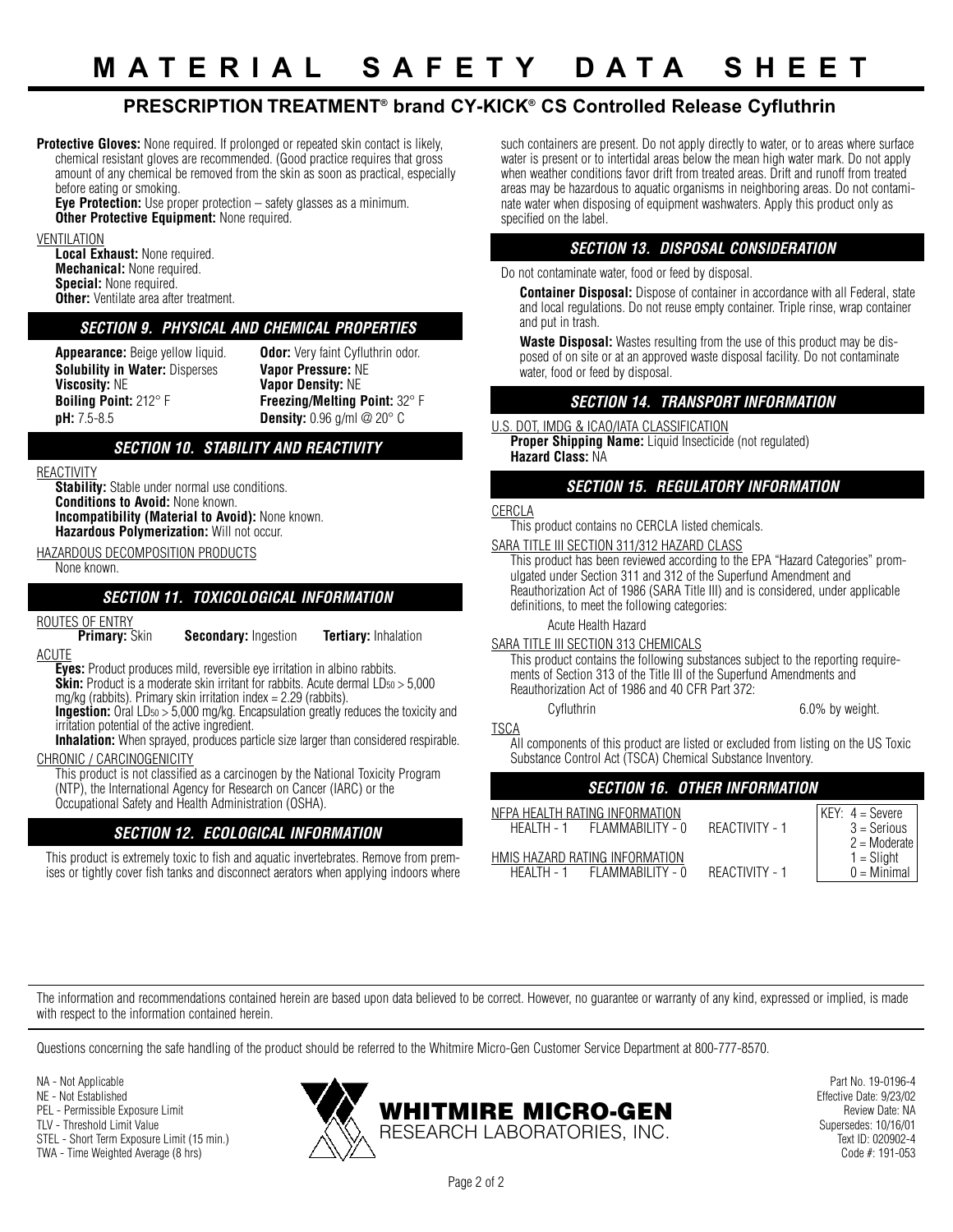# MATERIAL SAFETY DATA SHEET

## PRESCRIPTION TREATMENT® brand CY-KICK® CS Controlled Release Cyfluthrin

**Protective Gloves:** None required. If prolonged or repeated skin contact is likely, chemical resistant gloves are recommended. (Good practice requires that gross amount of any chemical be removed from the skin as soon as practical, especially before eating or smoking.

**Eye Protection:** Use proper protection – safety glasses as a minimum.

**Other Protective Equipment:** None required.

VENTILATION

**Local Exhaust:** None required.
**Mechanical:** None required.
**Special:** None required.
**Other:** Ventilate area after treatment.

### SECTION 9. PHYSICAL AND CHEMICAL PROPERTIES

**Appearance:** Beige yellow liquid.
**Odor:** Very faint Cyfluthrin odor.
**Solubility in Water:** Disperses
**Vapor Pressure:** NE
**Viscosity:** NE
**Vapor Density:** NE
**Boiling Point:** 212° F
**Freezing/Melting Point:** 32° F
**pH:** 7.5-8.5
**Density:** 0.96 g/ml @ 20° C

### SECTION 10. STABILITY AND REACTIVITY

REACTIVITY

**Stability:** Stable under normal use conditions.
**Conditions to Avoid:** None known.
**Incompatibility (Material to Avoid):** None known.
**Hazardous Polymerization:** Will not occur.

HAZARDOUS DECOMPOSITION PRODUCTS

None known.

### SECTION 11. TOXICOLOGICAL INFORMATION

ROUTES OF ENTRY

**Primary:** Skin **Secondary:** Ingestion **Tertiary:** Inhalation

ACUTE

**Eyes:** Product produces mild, reversible eye irritation in albino rabbits.
**Skin:** Product is a moderate skin irritant for rabbits. Acute dermal $LD_{50}$ > 5,000 mg/kg (rabbits). Primary skin irritation index = 2.29 (rabbits).
**Ingestion:** Oral $LD_{50}$ > 5,000 mg/kg. Encapsulation greatly reduces the toxicity and irritation potential of the active ingredient.
**Inhalation:** When sprayed, produces particle size larger than considered respirable.

CHRONIC / CARCINOGENICITY

This product is not classified as a carcinogen by the National Toxicity Program (NTP), the International Agency for Research on Cancer (IARC) or the Occupational Safety and Health Administration (OSHA).

### SECTION 12. ECOLOGICAL INFORMATION

This product is extremely toxic to fish and aquatic invertebrates. Remove from premises or tightly cover fish tanks and disconnect aerators when applying indoors where such containers are present. Do not apply directly to water, or to areas where surface water is present or to intertidal areas below the mean high water mark. Do not apply when weather conditions favor drift from treated areas. Drift and runoff from treated areas may be hazardous to aquatic organisms in neighboring areas. Do not contaminate water when disposing of equipment washwaters. Apply this product only as specified on the label.

### SECTION 13. DISPOSAL CONSIDERATION

Do not contaminate water, food or feed by disposal.

**Container Disposal:** Dispose of container in accordance with all Federal, state and local regulations. Do not reuse empty container. Triple rinse, wrap container and put in trash.

**Waste Disposal:** Wastes resulting from the use of this product may be disposed of on site or at an approved waste disposal facility. Do not contaminate water, food or feed by disposal.

### SECTION 14. TRANSPORT INFORMATION

U.S. DOT, IMDG & ICAO/IATA CLASSIFICATION

**Proper Shipping Name:** Liquid Insecticide (not regulated)
**Hazard Class:** NA

### SECTION 15. REGULATORY INFORMATION

CERCLA

This product contains no CERCLA listed chemicals.

SARA TITLE III SECTION 311/312 HAZARD CLASS

This product has been reviewed according to the EPA "Hazard Categories" promulgated under Section 311 and 312 of the Superfund Amendment and Reauthorization Act of 1986 (SARA Title III) and is considered, under applicable definitions, to meet the following categories:

Acute Health Hazard

SARA TITLE III SECTION 313 CHEMICALS

This product contains the following substances subject to the reporting requirements of Section 313 of the Title III of the Superfund Amendments and Reauthorization Act of 1986 and 40 CFR Part 372:

Cyfluthrin 6.0% by weight.

TSCA

All components of this product are listed or excluded from listing on the US Toxic Substance Control Act (TSCA) Chemical Substance Inventory.

### SECTION 16. OTHER INFORMATION

NFPA HEALTH RATING INFORMATION

HEALTH - 1 FLAMMABILITY - 0 REACTIVITY - 1

HMIS HAZARD RATING INFORMATION

HEALTH - 1 FLAMMABILITY - 0 REACTIVITY - 1

KEY: 4 = Severe, 3 = Serious, 2 = Moderate, 1 = Slight, 0 = Minimal

The information and recommendations contained herein are based upon data believed to be correct. However, no guarantee or warranty of any kind, expressed or implied, is made with respect to the information contained herein.

Questions concerning the safe handling of the product should be referred to the Whitmire Micro-Gen Customer Service Department at 800-777-8570.

NA - Not Applicable
NE - Not Established
PEL - Permissible Exposure Limit
TLV - Threshold Limit Value
STEL - Short Term Exposure Limit (15 min.)
TWA - Time Weighted Average (8 hrs)

WHITMIRE MICRO-GEN
RESEARCH LABORATORIES, INC.

Part No. 19-0196-4
Effective Date: 9/23/02
Review Date: NA
Supersedes: 10/16/01
Text ID: 020902-4
Code #: 191-053